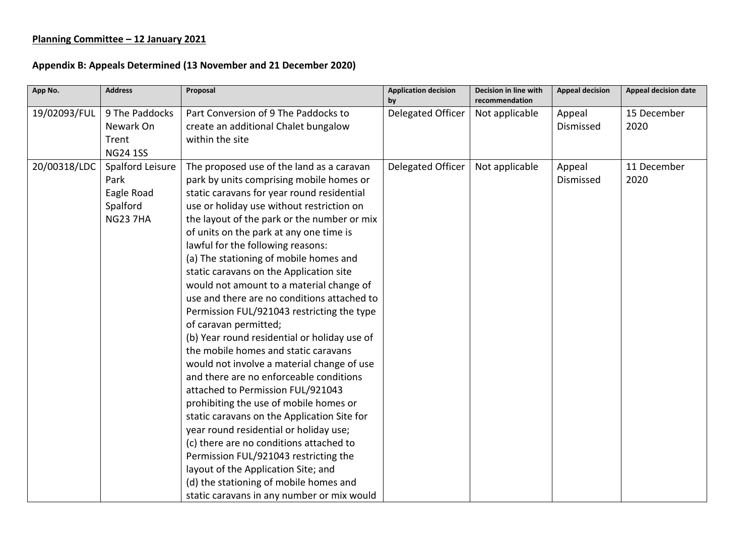**Planning Committee – 12 January 2021**

**Appendix B: Appeals Determined (13 November and 21 December 2020)**

| App No. | Address | Proposal | Application decision by | Decision in line with recommendation | Appeal decision | Appeal decision date |
|---|---|---|---|---|---|---|
| 19/02093/FUL | 9 The Paddocks Newark On Trent NG24 1SS | Part Conversion of 9 The Paddocks to create an additional Chalet bungalow within the site | Delegated Officer | Not applicable | Appeal Dismissed | 15 December 2020 |
| 20/00318/LDC | Spalford Leisure Park Eagle Road Spalford NG23 7HA | The proposed use of the land as a caravan park by units comprising mobile homes or static caravans for year round residential use or holiday use without restriction on the layout of the park or the number or mix of units on the park at any one time is lawful for the following reasons:<br>(a) The stationing of mobile homes and static caravans on the Application site would not amount to a material change of use and there are no conditions attached to Permission FUL/921043 restricting the type of caravan permitted;<br>(b) Year round residential or holiday use of the mobile homes and static caravans would not involve a material change of use and there are no enforceable conditions attached to Permission FUL/921043 prohibiting the use of mobile homes or static caravans on the Application Site for year round residential or holiday use;<br>(c) there are no conditions attached to Permission FUL/921043 restricting the layout of the Application Site; and<br>(d) the stationing of mobile homes and static caravans in any number or mix would | Delegated Officer | Not applicable | Appeal Dismissed | 11 December 2020 |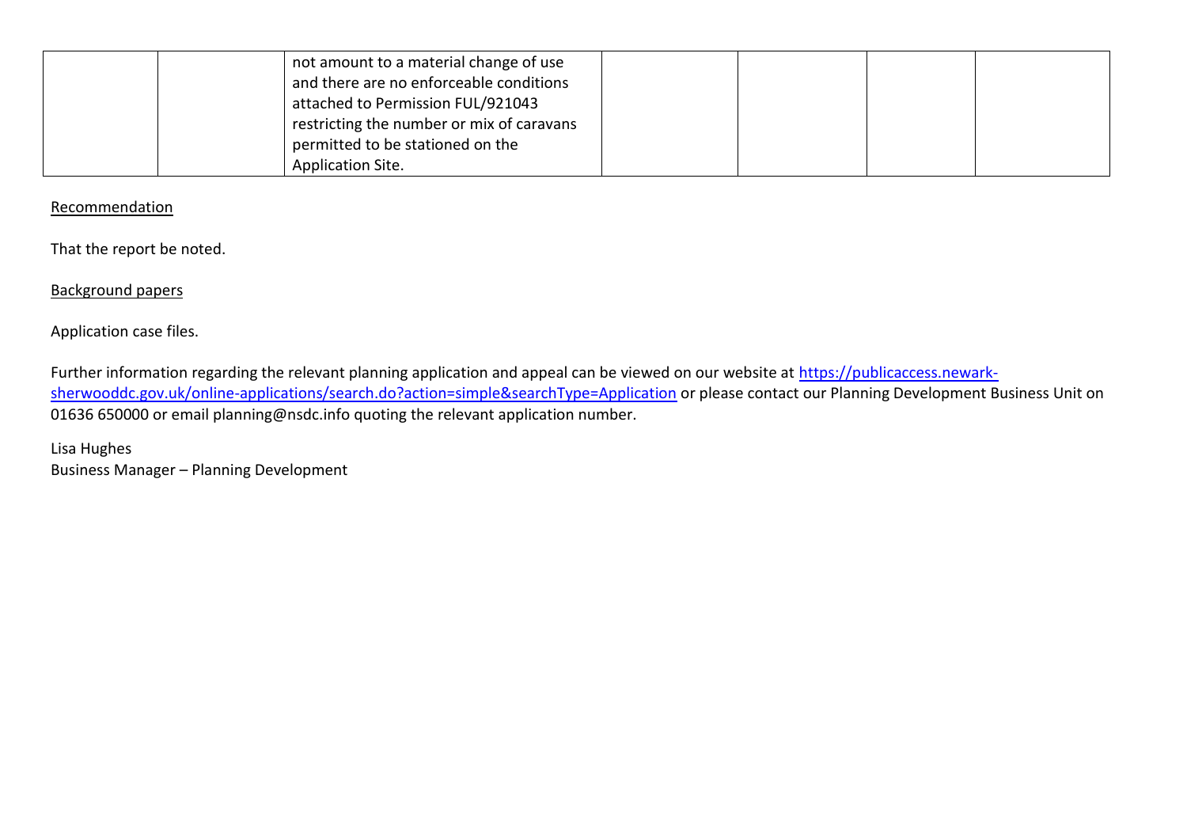| | | | | | | |
|---|---|---|---|---|---|---|
| | | not amount to a material change of use and there are no enforceable conditions attached to Permission FUL/921043 restricting the number or mix of caravans permitted to be stationed on the Application Site. | | | | |

Recommendation

That the report be noted.

Background papers

Application case files.

Further information regarding the relevant planning application and appeal can be viewed on our website at https://publicaccess.newark-sherwooddc.gov.uk/online-applications/search.do?action=simple&searchType=Application or please contact our Planning Development Business Unit on 01636 650000 or email planning@nsdc.info quoting the relevant application number.

Lisa Hughes
Business Manager – Planning Development